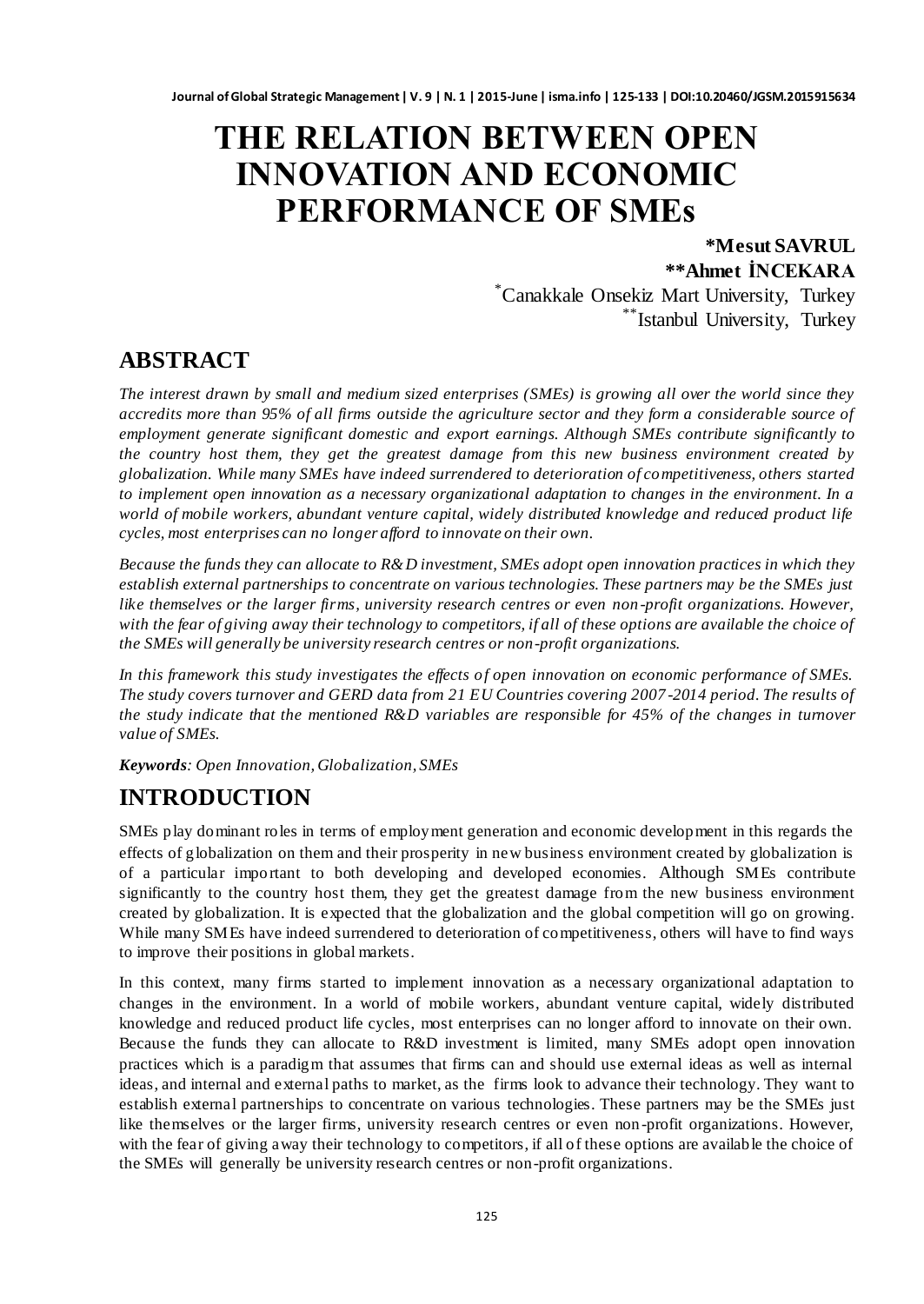# THE RELATION BETWEEN OPEN INNOVATION AND ECONOMIC PERFORMANCE OF SMEs

**\*Mesut SAVRUL**

**\*\*Ahmet İNCEKARA**

[\*]Canakkale Onsekiz Mart University, Turkey

[\*\*]Istanbul University, Turkey

## ABSTRACT

*The interest drawn by small and medium sized enterprises (SMEs) is growing all over the world since they accredits more than 95% of all firms outside the agriculture sector and they form a considerable source of employment generate significant domestic and export earnings. Although SMEs contribute significantly to the country host them, they get the greatest damage from this new business environment created by globalization. While many SMEs have indeed surrendered to deterioration of competitiveness, others started to implement open innovation as a necessary organizational adaptation to changes in the environment. In a world of mobile workers, abundant venture capital, widely distributed knowledge and reduced product life cycles, most enterprises can no longer afford to innovate on their own.*

*Because the funds they can allocate to R&D investment, SMEs adopt open innovation practices in which they establish external partnerships to concentrate on various technologies. These partners may be the SMEs just like themselves or the larger firms, university research centres or even non-profit organizations. However, with the fear of giving away their technology to competitors, if all of these options are available the choice of the SMEs will generally be university research centres or non-profit organizations.*

*In this framework this study investigates the effects of open innovation on economic performance of SMEs. The study covers turnover and GERD data from 21 EU Countries covering 2007-2014 period. The results of the study indicate that the mentioned R&D variables are responsible for 45% of the changes in turnover value of SMEs.*

***Keywords**: Open Innovation, Globalization, SMEs*

## INTRODUCTION

SMEs play dominant roles in terms of employment generation and economic development in this regards the effects of globalization on them and their prosperity in new business environment created by globalization is of a particular important to both developing and developed economies. Although SMEs contribute significantly to the country host them, they get the greatest damage from the new business environment created by globalization. It is expected that the globalization and the global competition will go on growing. While many SMEs have indeed surrendered to deterioration of competitiveness, others will have to find ways to improve their positions in global markets.

In this context, many firms started to implement innovation as a necessary organizational adaptation to changes in the environment. In a world of mobile workers, abundant venture capital, widely distributed knowledge and reduced product life cycles, most enterprises can no longer afford to innovate on their own. Because the funds they can allocate to R&D investment is limited, many SMEs adopt open innovation practices which is a paradigm that assumes that firms can and should use external ideas as well as internal ideas, and internal and external paths to market, as the firms look to advance their technology. They want to establish external partnerships to concentrate on various technologies. These partners may be the SMEs just like themselves or the larger firms, university research centres or even non-profit organizations. However, with the fear of giving away their technology to competitors, if all of these options are available the choice of the SMEs will generally be university research centres or non-profit organizations.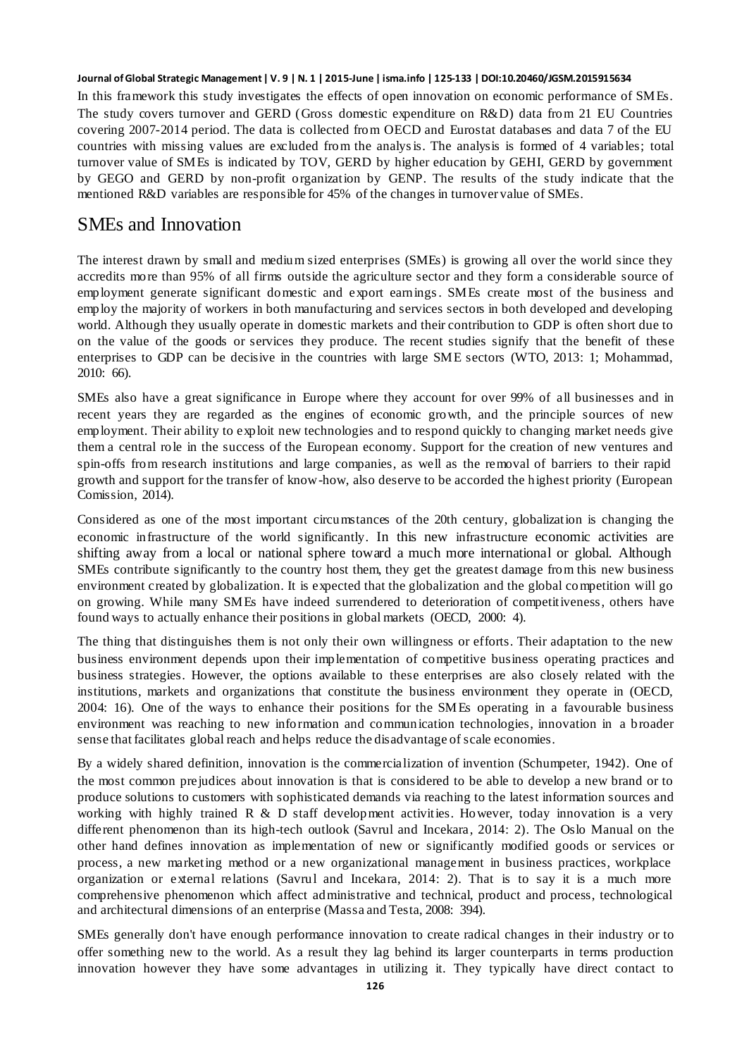In this framework this study investigates the effects of open innovation on economic performance of SMEs. The study covers turnover and GERD (Gross domestic expenditure on R&D) data from 21 EU Countries covering 2007-2014 period. The data is collected from OECD and Eurostat databases and data 7 of the EU countries with missing values are excluded from the analysis. The analysis is formed of 4 variables; total turnover value of SMEs is indicated by TOV, GERD by higher education by GEHI, GERD by government by GEGO and GERD by non-profit organization by GENP. The results of the study indicate that the mentioned R&D variables are responsible for 45% of the changes in turnover value of SMEs.

## SMEs and Innovation

The interest drawn by small and medium sized enterprises (SMEs) is growing all over the world since they accredits more than 95% of all firms outside the agriculture sector and they form a considerable source of employment generate significant domestic and export earnings. SMEs create most of the business and employ the majority of workers in both manufacturing and services sectors in both developed and developing world. Although they usually operate in domestic markets and their contribution to GDP is often short due to on the value of the goods or services they produce. The recent studies signify that the benefit of these enterprises to GDP can be decisive in the countries with large SME sectors (WTO, 2013: 1; Mohammad, 2010: 66).

SMEs also have a great significance in Europe where they account for over 99% of all businesses and in recent years they are regarded as the engines of economic growth, and the principle sources of new employment. Their ability to exploit new technologies and to respond quickly to changing market needs give them a central role in the success of the European economy. Support for the creation of new ventures and spin-offs from research institutions and large companies, as well as the removal of barriers to their rapid growth and support for the transfer of know-how, also deserve to be accorded the highest priority (European Comission, 2014).

Considered as one of the most important circumstances of the 20th century, globalization is changing the economic infrastructure of the world significantly. In this new infrastructure economic activities are shifting away from a local or national sphere toward a much more international or global. Although SMEs contribute significantly to the country host them, they get the greatest damage from this new business environment created by globalization. It is expected that the globalization and the global competition will go on growing. While many SMEs have indeed surrendered to deterioration of competitiveness, others have found ways to actually enhance their positions in global markets (OECD, 2000: 4).

The thing that distinguishes them is not only their own willingness or efforts. Their adaptation to the new business environment depends upon their implementation of competitive business operating practices and business strategies. However, the options available to these enterprises are also closely related with the institutions, markets and organizations that constitute the business environment they operate in (OECD, 2004: 16). One of the ways to enhance their positions for the SMEs operating in a favourable business environment was reaching to new information and communication technologies, innovation in a broader sense that facilitates global reach and helps reduce the disadvantage of scale economies.

By a widely shared definition, innovation is the commercialization of invention (Schumpeter, 1942). One of the most common prejudices about innovation is that is considered to be able to develop a new brand or to produce solutions to customers with sophisticated demands via reaching to the latest information sources and working with highly trained R & D staff development activities. However, today innovation is a very different phenomenon than its high-tech outlook (Savrul and Incekara, 2014: 2). The Oslo Manual on the other hand defines innovation as implementation of new or significantly modified goods or services or process, a new marketing method or a new organizational management in business practices, workplace organization or external relations (Savrul and Incekara, 2014: 2). That is to say it is a much more comprehensive phenomenon which affect administrative and technical, product and process, technological and architectural dimensions of an enterprise (Massa and Testa, 2008: 394).

SMEs generally don't have enough performance innovation to create radical changes in their industry or to offer something new to the world. As a result they lag behind its larger counterparts in terms production innovation however they have some advantages in utilizing it. They typically have direct contact to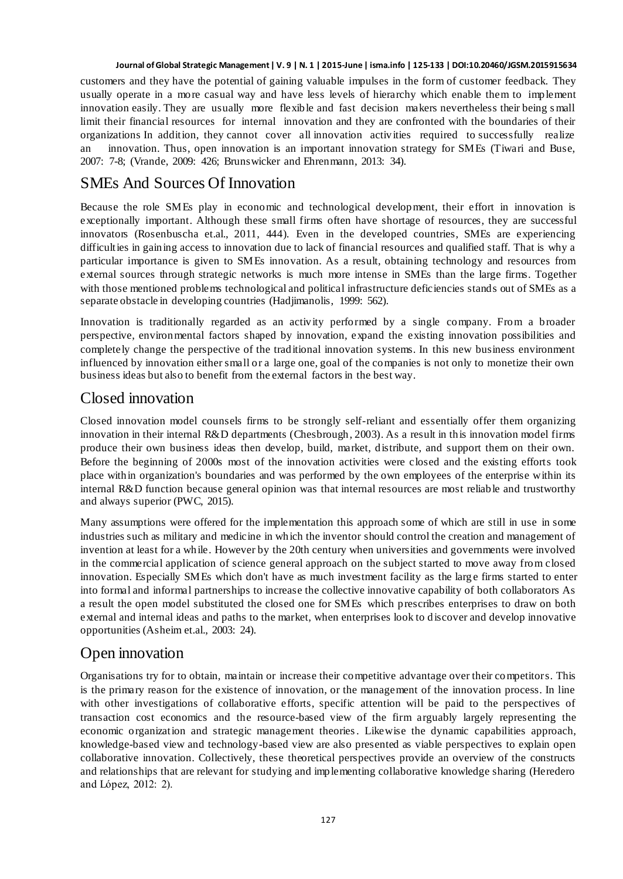customers and they have the potential of gaining valuable impulses in the form of customer feedback. They usually operate in a more casual way and have less levels of hierarchy which enable them to implement innovation easily. They are usually more flexible and fast decision makers nevertheless their being small limit their financial resources for internal innovation and they are confronted with the boundaries of their organizations In addition, they cannot cover all innovation activities required to successfully realize an innovation. Thus, open innovation is an important innovation strategy for SMEs (Tiwari and Buse, 2007: 7-8; (Vrande, 2009: 426; Brunswicker and Ehrenmann, 2013: 34).

## SMEs And Sources Of Innovation

Because the role SMEs play in economic and technological development, their effort in innovation is exceptionally important. Although these small firms often have shortage of resources, they are successful innovators (Rosenbuscha et.al., 2011, 444). Even in the developed countries, SMEs are experiencing difficulties in gaining access to innovation due to lack of financial resources and qualified staff. That is why a particular importance is given to SMEs innovation. As a result, obtaining technology and resources from external sources through strategic networks is much more intense in SMEs than the large firms. Together with those mentioned problems technological and political infrastructure deficiencies stands out of SMEs as a separate obstacle in developing countries (Hadjimanolis, 1999: 562).

Innovation is traditionally regarded as an activity performed by a single company. From a broader perspective, environmental factors shaped by innovation, expand the existing innovation possibilities and completely change the perspective of the traditional innovation systems. In this new business environment influenced by innovation either small or a large one, goal of the companies is not only to monetize their own business ideas but also to benefit from the external factors in the best way.

## Closed innovation

Closed innovation model counsels firms to be strongly self-reliant and essentially offer them organizing innovation in their internal R&D departments (Chesbrough, 2003). As a result in this innovation model firms produce their own business ideas then develop, build, market, distribute, and support them on their own. Before the beginning of 2000s most of the innovation activities were closed and the existing efforts took place within organization's boundaries and was performed by the own employees of the enterprise within its internal R&D function because general opinion was that internal resources are most reliable and trustworthy and always superior (PWC, 2015).

Many assumptions were offered for the implementation this approach some of which are still in use in some industries such as military and medicine in which the inventor should control the creation and management of invention at least for a while. However by the 20th century when universities and governments were involved in the commercial application of science general approach on the subject started to move away from closed innovation. Especially SMEs which don't have as much investment facility as the large firms started to enter into formal and informal partnerships to increase the collective innovative capability of both collaborators As a result the open model substituted the closed one for SMEs which prescribes enterprises to draw on both external and internal ideas and paths to the market, when enterprises look to discover and develop innovative opportunities (Asheim et.al., 2003: 24).

## Open innovation

Organisations try for to obtain, maintain or increase their competitive advantage over their competitors. This is the primary reason for the existence of innovation, or the management of the innovation process. In line with other investigations of collaborative efforts, specific attention will be paid to the perspectives of transaction cost economics and the resource-based view of the firm arguably largely representing the economic organization and strategic management theories. Likewise the dynamic capabilities approach, knowledge-based view and technology-based view are also presented as viable perspectives to explain open collaborative innovation. Collectively, these theoretical perspectives provide an overview of the constructs and relationships that are relevant for studying and implementing collaborative knowledge sharing (Heredero and López, 2012: 2).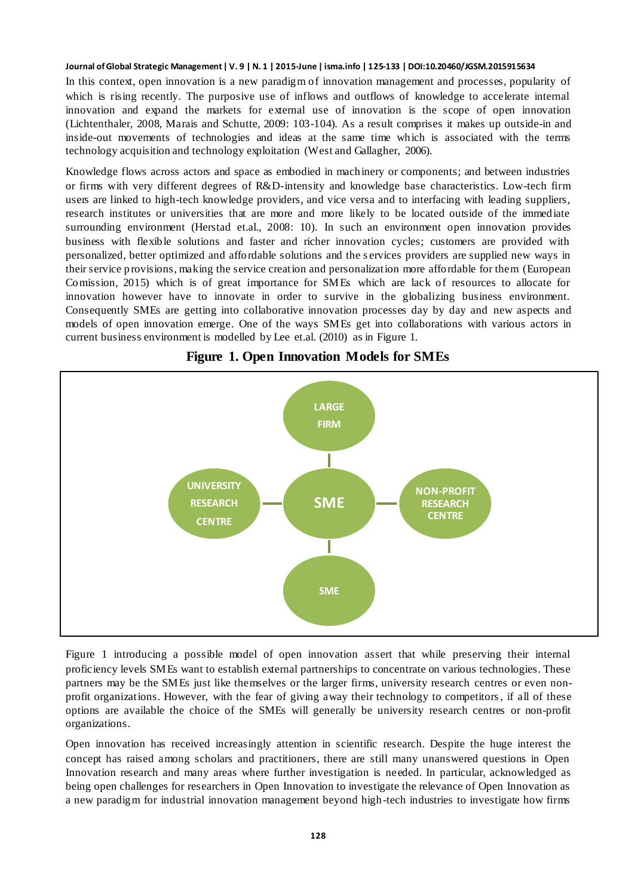In this context, open innovation is a new paradigm of innovation management and processes, popularity of which is rising recently. The purposive use of inflows and outflows of knowledge to accelerate internal innovation and expand the markets for external use of innovation is the scope of open innovation (Lichtenthaler, 2008, Marais and Schutte, 2009: 103-104). As a result comprises it makes up outside-in and inside-out movements of technologies and ideas at the same time which is associated with the terms technology acquisition and technology exploitation (West and Gallagher, 2006).

Knowledge flows across actors and space as embodied in machinery or components; and between industries or firms with very different degrees of R&D-intensity and knowledge base characteristics. Low-tech firm users are linked to high-tech knowledge providers, and vice versa and to interfacing with leading suppliers, research institutes or universities that are more and more likely to be located outside of the immediate surrounding environment (Herstad et.al., 2008: 10). In such an environment open innovation provides business with flexible solutions and faster and richer innovation cycles; customers are provided with personalized, better optimized and affordable solutions and the services providers are supplied new ways in their service provisions, making the service creation and personalization more affordable for them (European Comission, 2015) which is of great importance for SMEs which are lack of resources to allocate for innovation however have to innovate in order to survive in the globalizing business environment. Consequently SMEs are getting into collaborative innovation processes day by day and new aspects and models of open innovation emerge. One of the ways SMEs get into collaborations with various actors in current business environment is modelled by Lee et.al. (2010) as in Figure 1.

**Figure 1. Open Innovation Models for SMEs**

LARGE FIRM

UNIVERSITY RESEARCH CENTRE — SME — NON-PROFIT RESEARCH CENTRE

SME

Figure 1 introducing a possible model of open innovation assert that while preserving their internal proficiency levels SMEs want to establish external partnerships to concentrate on various technologies. These partners may be the SMEs just like themselves or the larger firms, university research centres or even non-profit organizations. However, with the fear of giving away their technology to competitors, if all of these options are available the choice of the SMEs will generally be university research centres or non-profit organizations.

Open innovation has received increasingly attention in scientific research. Despite the huge interest the concept has raised among scholars and practitioners, there are still many unanswered questions in Open Innovation research and many areas where further investigation is needed. In particular, acknowledged as being open challenges for researchers in Open Innovation to investigate the relevance of Open Innovation as a new paradigm for industrial innovation management beyond high-tech industries to investigate how firms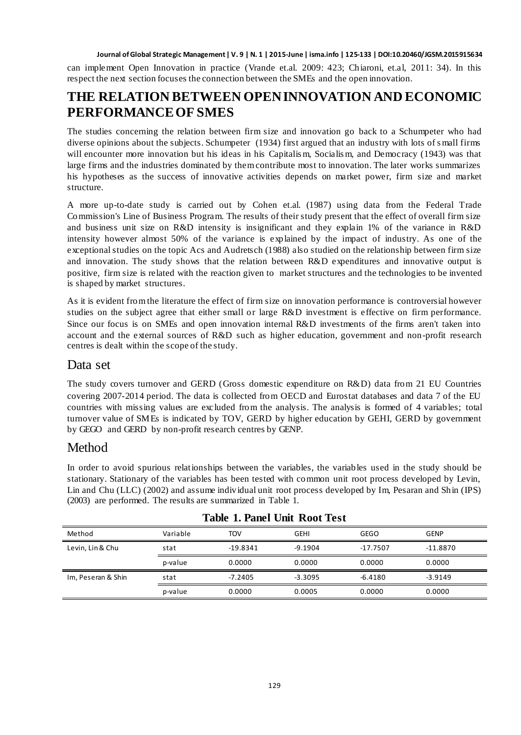can implement Open Innovation in practice (Vrande et.al. 2009: 423; Chiaroni, et.al, 2011: 34). In this respect the next section focuses the connection between the SMEs and the open innovation.

# THE RELATION BETWEEN OPEN INNOVATION AND ECONOMIC PERFORMANCE OF SMES

The studies concerning the relation between firm size and innovation go back to a Schumpeter who had diverse opinions about the subjects. Schumpeter (1934) first argued that an industry with lots of small firms will encounter more innovation but his ideas in his Capitalism, Socialism, and Democracy (1943) was that large firms and the industries dominated by them contribute most to innovation. The later works summarizes his hypotheses as the success of innovative activities depends on market power, firm size and market structure.

A more up-to-date study is carried out by Cohen et.al. (1987) using data from the Federal Trade Commission's Line of Business Program. The results of their study present that the effect of overall firm size and business unit size on R&D intensity is insignificant and they explain 1% of the variance in R&D intensity however almost 50% of the variance is explained by the impact of industry. As one of the exceptional studies on the topic Acs and Audretsch (1988) also studied on the relationship between firm size and innovation. The study shows that the relation between R&D expenditures and innovative output is positive, firm size is related with the reaction given to market structures and the technologies to be invented is shaped by market structures.

As it is evident from the literature the effect of firm size on innovation performance is controversial however studies on the subject agree that either small or large R&D investment is effective on firm performance. Since our focus is on SMEs and open innovation internal R&D investments of the firms aren't taken into account and the external sources of R&D such as higher education, government and non-profit research centres is dealt within the scope of the study.

## Data set

The study covers turnover and GERD (Gross domestic expenditure on R&D) data from 21 EU Countries covering 2007-2014 period. The data is collected from OECD and Eurostat databases and data 7 of the EU countries with missing values are excluded from the analysis. The analysis is formed of 4 variables; total turnover value of SMEs is indicated by TOV, GERD by higher education by GEHI, GERD by government by GEGO and GERD by non-profit research centres by GENP.

## Method

In order to avoid spurious relationships between the variables, the variables used in the study should be stationary. Stationary of the variables has been tested with common unit root process developed by Levin, Lin and Chu (LLC) (2002) and assume individual unit root process developed by Im, Pesaran and Shin (IPS) (2003) are performed. The results are summarized in Table 1.

**Table 1. Panel Unit Root Test**

| Method | Variable | TOV | GEHI | GEGO | GENP |
|---|---|---|---|---|---|
| Levin, Lin & Chu | stat | -19.8341 | -9.1904 | -17.7507 | -11.8870 |
| | p-value | 0.0000 | 0.0000 | 0.0000 | 0.0000 |
| Im, Peseran & Shin | stat | -7.2405 | -3.3095 | -6.4180 | -3.9149 |
| | p-value | 0.0000 | 0.0005 | 0.0000 | 0.0000 |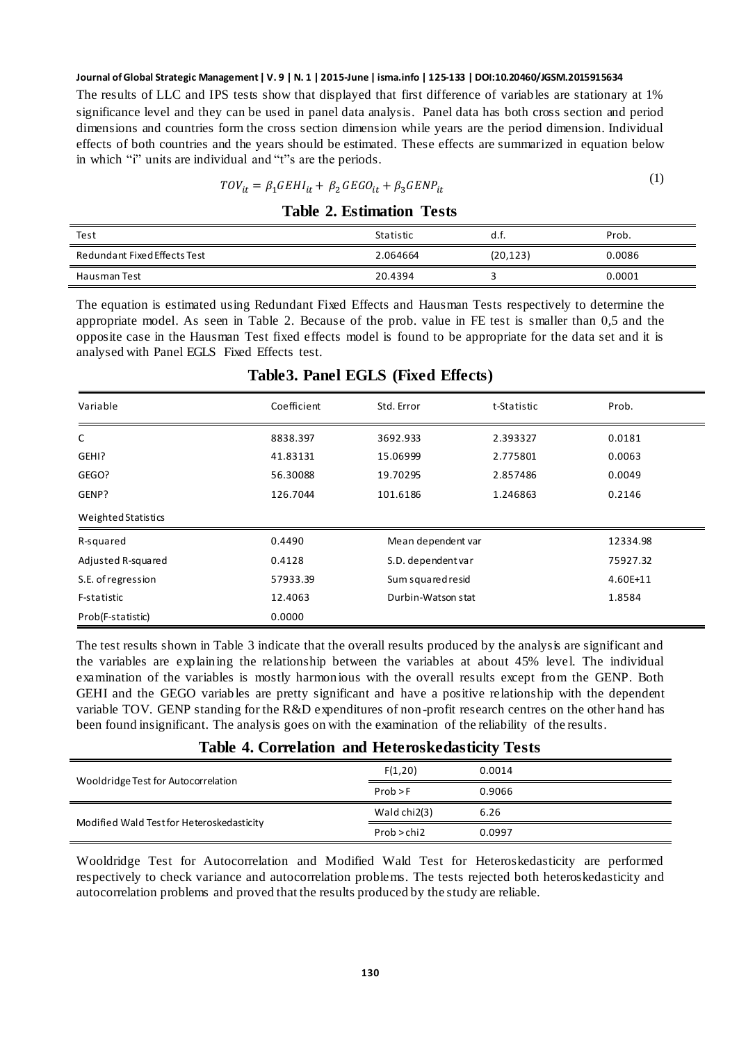The results of LLC and IPS tests show that displayed that first difference of variables are stationary at 1% significance level and they can be used in panel data analysis. Panel data has both cross section and period dimensions and countries form the cross section dimension while years are the period dimension. Individual effects of both countries and the years should be estimated. These effects are summarized in equation below in which "i" units are individual and "t"s are the periods.

$$TOV_{it} = \beta_1 GEHI_{it} + \beta_2 GEGO_{it} + \beta_3 GENP_{it} \quad (1)$$

**Table 2. Estimation Tests**

| Test | Statistic | d.f. | Prob. |
|---|---|---|---|
| Redundant Fixed Effects Test | 2.064664 | (20,123) | 0.0086 |
| Hausman Test | 20.4394 | 3 | 0.0001 |

The equation is estimated using Redundant Fixed Effects and Hausman Tests respectively to determine the appropriate model. As seen in Table 2. Because of the prob. value in FE test is smaller than 0,5 and the opposite case in the Hausman Test fixed effects model is found to be appropriate for the data set and it is analysed with Panel EGLS Fixed Effects test.

**Table3. Panel EGLS (Fixed Effects)**

| Variable | Coefficient | Std. Error | t-Statistic | Prob. |
|---|---|---|---|---|
| C | 8838.397 | 3692.933 | 2.393327 | 0.0181 |
| GEHI? | 41.83131 | 15.06999 | 2.775801 | 0.0063 |
| GEGO? | 56.30088 | 19.70295 | 2.857486 | 0.0049 |
| GENP? | 126.7044 | 101.6186 | 1.246863 | 0.2146 |
| Weighted Statistics | | | | |
| R-squared | 0.4490 | Mean dependent var | | 12334.98 |
| Adjusted R-squared | 0.4128 | S.D. dependent var | | 75927.32 |
| S.E. of regression | 57933.39 | Sum squared resid | | 4.60E+11 |
| F-statistic | 12.4063 | Durbin-Watson stat | | 1.8584 |
| Prob(F-statistic) | 0.0000 | | | |

The test results shown in Table 3 indicate that the overall results produced by the analysis are significant and the variables are explaining the relationship between the variables at about 45% level. The individual examination of the variables is mostly harmonious with the overall results except from the GENP. Both GEHI and the GEGO variables are pretty significant and have a positive relationship with the dependent variable TOV. GENP standing for the R&D expenditures of non-profit research centres on the other hand has been found insignificant. The analysis goes on with the examination of the reliability of the results.

**Table 4. Correlation and Heteroskedasticity Tests**

| Test | | |
|---|---|---|
| Wooldridge Test for Autocorrelation | F(1,20) | 0.0014 |
| | Prob > F | 0.9066 |
| Modified Wald Test for Heteroskedasticity | Wald chi2(3) | 6.26 |
| | Prob > chi2 | 0.0997 |

Wooldridge Test for Autocorrelation and Modified Wald Test for Heteroskedasticity are performed respectively to check variance and autocorrelation problems. The tests rejected both heteroskedasticity and autocorrelation problems and proved that the results produced by the study are reliable.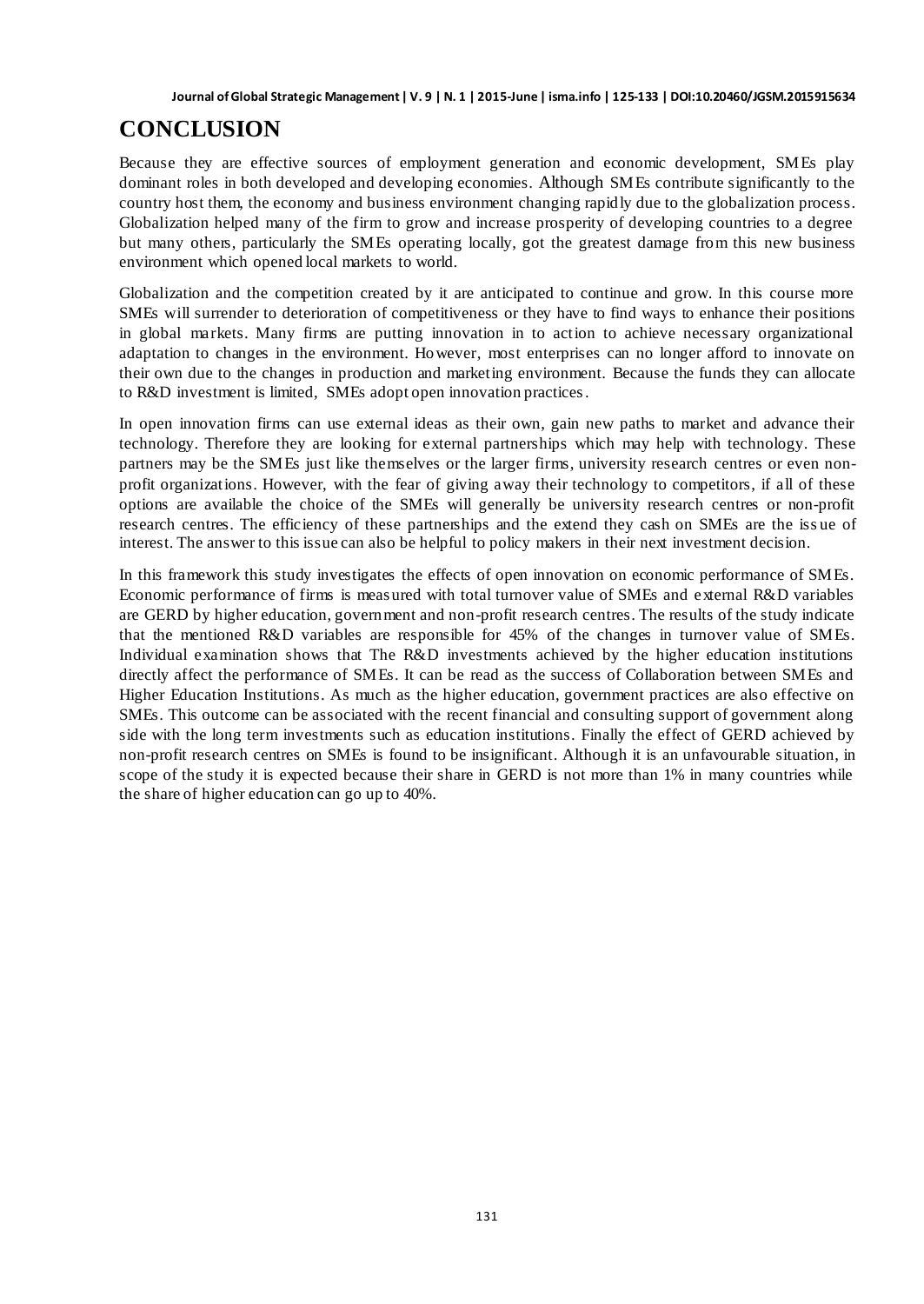# CONCLUSION

Because they are effective sources of employment generation and economic development, SMEs play dominant roles in both developed and developing economies. Although SMEs contribute significantly to the country host them, the economy and business environment changing rapidly due to the globalization process. Globalization helped many of the firm to grow and increase prosperity of developing countries to a degree but many others, particularly the SMEs operating locally, got the greatest damage from this new business environment which opened local markets to world.

Globalization and the competition created by it are anticipated to continue and grow. In this course more SMEs will surrender to deterioration of competitiveness or they have to find ways to enhance their positions in global markets. Many firms are putting innovation in to action to achieve necessary organizational adaptation to changes in the environment. However, most enterprises can no longer afford to innovate on their own due to the changes in production and marketing environment. Because the funds they can allocate to R&D investment is limited, SMEs adopt open innovation practices.

In open innovation firms can use external ideas as their own, gain new paths to market and advance their technology. Therefore they are looking for external partnerships which may help with technology. These partners may be the SMEs just like themselves or the larger firms, university research centres or even non-profit organizations. However, with the fear of giving away their technology to competitors, if all of these options are available the choice of the SMEs will generally be university research centres or non-profit research centres. The efficiency of these partnerships and the extend they cash on SMEs are the issue of interest. The answer to this issue can also be helpful to policy makers in their next investment decision.

In this framework this study investigates the effects of open innovation on economic performance of SMEs. Economic performance of firms is measured with total turnover value of SMEs and external R&D variables are GERD by higher education, government and non-profit research centres. The results of the study indicate that the mentioned R&D variables are responsible for 45% of the changes in turnover value of SMEs. Individual examination shows that The R&D investments achieved by the higher education institutions directly affect the performance of SMEs. It can be read as the success of Collaboration between SMEs and Higher Education Institutions. As much as the higher education, government practices are also effective on SMEs. This outcome can be associated with the recent financial and consulting support of government along side with the long term investments such as education institutions. Finally the effect of GERD achieved by non-profit research centres on SMEs is found to be insignificant. Although it is an unfavourable situation, in scope of the study it is expected because their share in GERD is not more than 1% in many countries while the share of higher education can go up to 40%.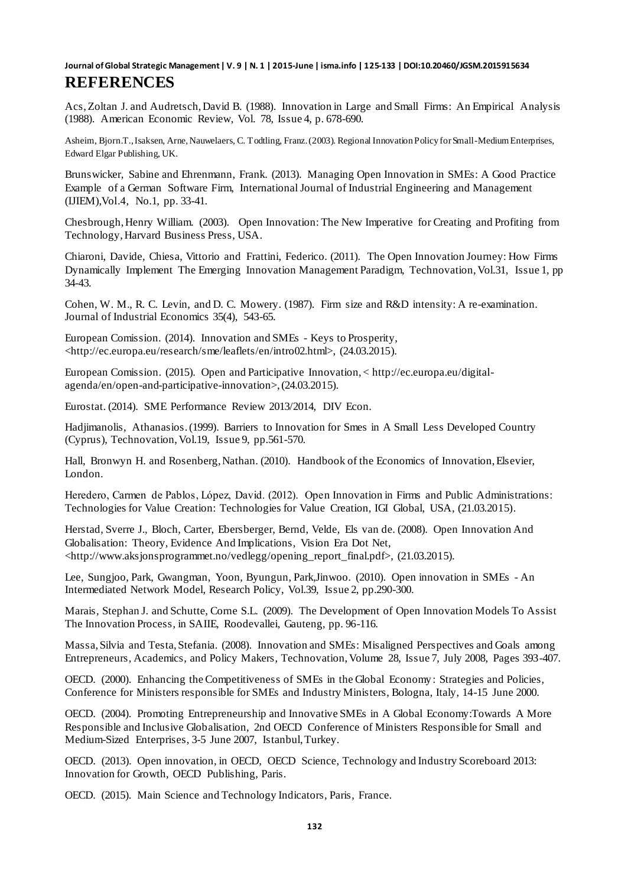# REFERENCES

Acs, Zoltan J. and Audretsch, David B. (1988). Innovation in Large and Small Firms: An Empirical Analysis (1988). American Economic Review, Vol. 78, Issue 4, p. 678-690.

Asheim, Bjorn.T., Isaksen, Arne, Nauwelaers, C. Todtling, Franz. (2003). Regional Innovation Policy for Small-Medium Enterprises, Edward Elgar Publishing, UK.

Brunswicker, Sabine and Ehrenmann, Frank. (2013). Managing Open Innovation in SMEs: A Good Practice Example of a German Software Firm, International Journal of Industrial Engineering and Management (IJIEM), Vol.4, No.1, pp. 33-41.

Chesbrough, Henry William. (2003). Open Innovation: The New Imperative for Creating and Profiting from Technology, Harvard Business Press, USA.

Chiaroni, Davide, Chiesa, Vittorio and Frattini, Federico. (2011). The Open Innovation Journey: How Firms Dynamically Implement The Emerging Innovation Management Paradigm, Technovation, Vol.31, Issue 1, pp 34-43.

Cohen, W. M., R. C. Levin, and D. C. Mowery. (1987). Firm size and R&D intensity: A re-examination. Journal of Industrial Economics 35(4), 543-65.

European Comission. (2014). Innovation and SMEs - Keys to Prosperity, <http://ec.europa.eu/research/sme/leaflets/en/intro02.html>, (24.03.2015).

European Comission. (2015). Open and Participative Innovation, < http://ec.europa.eu/digital-agenda/en/open-and-participative-innovation>, (24.03.2015).

Eurostat. (2014). SME Performance Review 2013/2014, DIV Econ.

Hadjimanolis, Athanasios. (1999). Barriers to Innovation for Smes in A Small Less Developed Country (Cyprus), Technovation, Vol.19, Issue 9, pp.561-570.

Hall, Bronwyn H. and Rosenberg, Nathan. (2010). Handbook of the Economics of Innovation, Elsevier, London.

Heredero, Carmen de Pablos, López, David. (2012). Open Innovation in Firms and Public Administrations: Technologies for Value Creation: Technologies for Value Creation, IGI Global, USA, (21.03.2015).

Herstad, Sverre J., Bloch, Carter, Ebersberger, Bernd, Velde, Els van de. (2008). Open Innovation And Globalisation: Theory, Evidence And Implications, Vision Era Dot Net, <http://www.aksjonsprogrammet.no/vedlegg/opening_report_final.pdf>, (21.03.2015).

Lee, Sungjoo, Park, Gwangman, Yoon, Byungun, Park, Jinwoo. (2010). Open innovation in SMEs - An Intermediated Network Model, Research Policy, Vol.39, Issue 2, pp.290-300.

Marais, Stephan J. and Schutte, Corne S.L. (2009). The Development of Open Innovation Models To Assist The Innovation Process, in SAIIE, Roodevallei, Gauteng, pp. 96-116.

Massa, Silvia and Testa, Stefania. (2008). Innovation and SMEs: Misaligned Perspectives and Goals among Entrepreneurs, Academics, and Policy Makers, Technovation, Volume 28, Issue 7, July 2008, Pages 393-407.

OECD. (2000). Enhancing the Competitiveness of SMEs in the Global Economy: Strategies and Policies, Conference for Ministers responsible for SMEs and Industry Ministers, Bologna, Italy, 14-15 June 2000.

OECD. (2004). Promoting Entrepreneurship and Innovative SMEs in A Global Economy:Towards A More Responsible and Inclusive Globalisation, 2nd OECD Conference of Ministers Responsible for Small and Medium-Sized Enterprises, 3-5 June 2007, Istanbul, Turkey.

OECD. (2013). Open innovation, in OECD, OECD Science, Technology and Industry Scoreboard 2013: Innovation for Growth, OECD Publishing, Paris.

OECD. (2015). Main Science and Technology Indicators, Paris, France.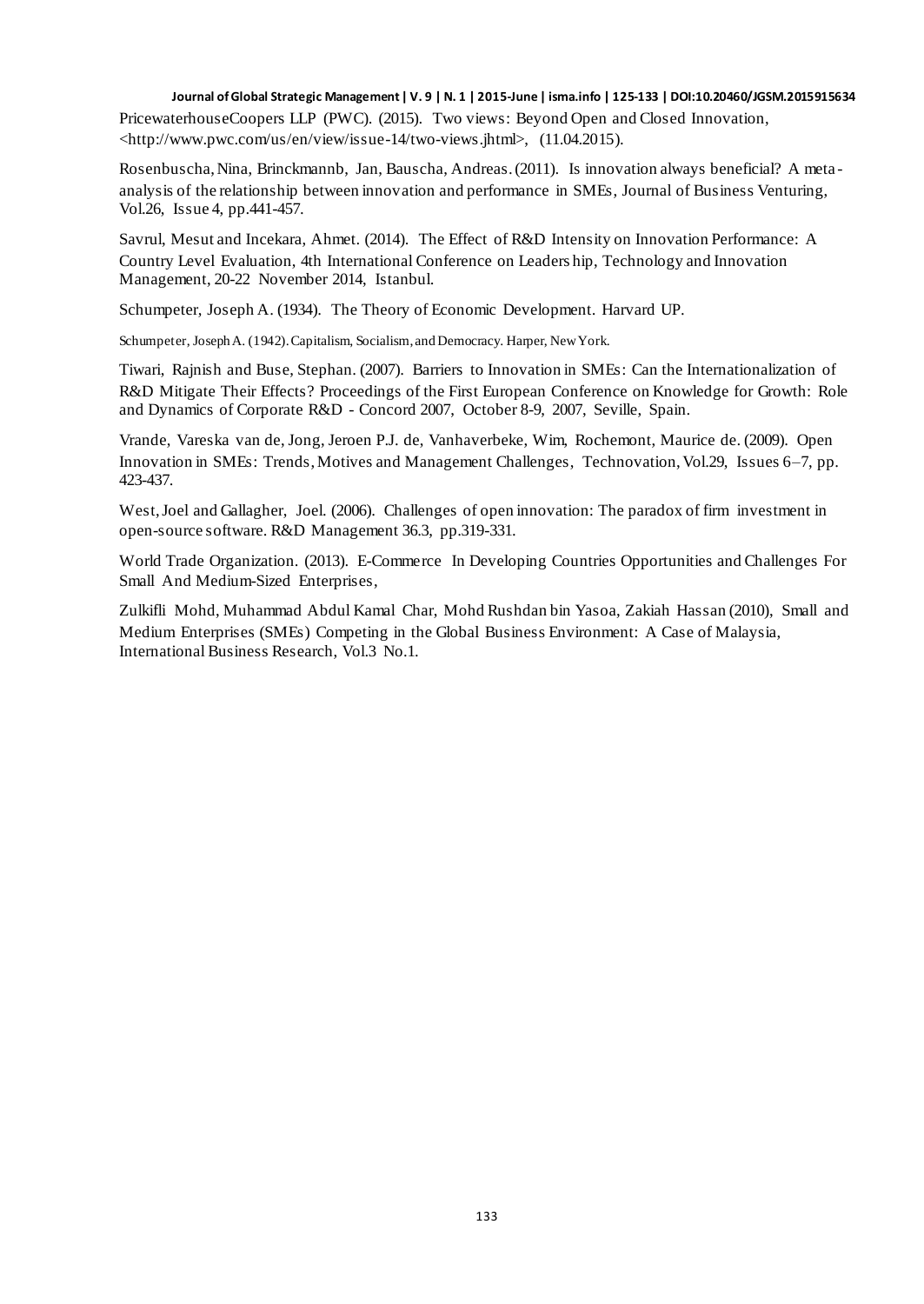PricewaterhouseCoopers LLP (PWC). (2015). Two views: Beyond Open and Closed Innovation, <http://www.pwc.com/us/en/view/issue-14/two-views.jhtml>, (11.04.2015).

Rosenbuscha, Nina, Brinckmannb, Jan, Bauscha, Andreas. (2011). Is innovation always beneficial? A meta-analysis of the relationship between innovation and performance in SMEs, Journal of Business Venturing, Vol.26, Issue 4, pp.441-457.

Savrul, Mesut and Incekara, Ahmet. (2014). The Effect of R&D Intensity on Innovation Performance: A Country Level Evaluation, 4th International Conference on Leadership, Technology and Innovation Management, 20-22 November 2014, Istanbul.

Schumpeter, Joseph A. (1934). The Theory of Economic Development. Harvard UP.

Schumpeter, Joseph A. (1942). Capitalism, Socialism, and Democracy. Harper, New York.

Tiwari, Rajnish and Buse, Stephan. (2007). Barriers to Innovation in SMEs: Can the Internationalization of R&D Mitigate Their Effects? Proceedings of the First European Conference on Knowledge for Growth: Role and Dynamics of Corporate R&D - Concord 2007, October 8-9, 2007, Seville, Spain.

Vrande, Vareska van de, Jong, Jeroen P.J. de, Vanhaverbeke, Wim, Rochemont, Maurice de. (2009). Open Innovation in SMEs: Trends, Motives and Management Challenges, Technovation, Vol.29, Issues 6–7, pp. 423-437.

West, Joel and Gallagher, Joel. (2006). Challenges of open innovation: The paradox of firm investment in open-source software. R&D Management 36.3, pp.319-331.

World Trade Organization. (2013). E-Commerce In Developing Countries Opportunities and Challenges For Small And Medium-Sized Enterprises,

Zulkifli Mohd, Muhammad Abdul Kamal Char, Mohd Rushdan bin Yasoa, Zakiah Hassan (2010), Small and Medium Enterprises (SMEs) Competing in the Global Business Environment: A Case of Malaysia, International Business Research, Vol.3 No.1.